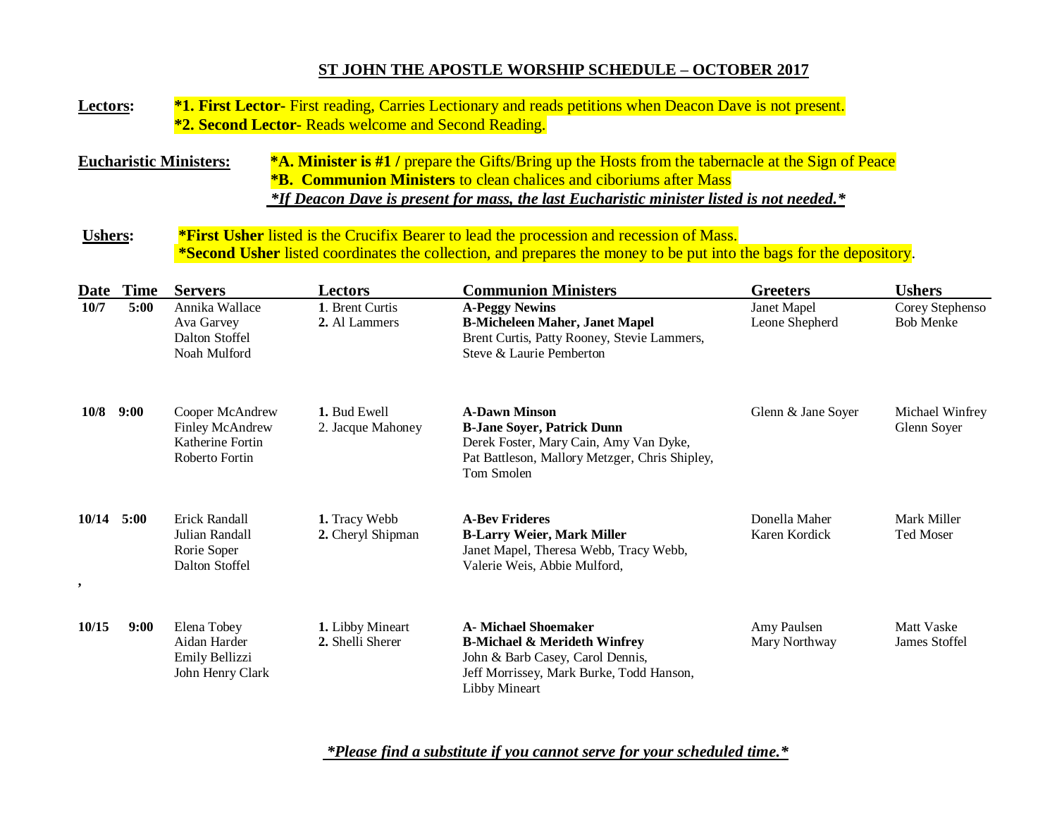## ST JOHN THE APOSTLE WORSHIP SCHEDULE – OCTOBER 2017

**Lectors:** **\*1. First Lector-** First reading, Carries Lectionary and reads petitions when Deacon Dave is not present.
**\*2. Second Lector-** Reads welcome and Second Reading.

**Eucharistic Ministers:** **\*A. Minister is #1 /** prepare the Gifts/Bring up the Hosts from the tabernacle at the Sign of Peace
**\*B. Communion Ministers** to clean chalices and ciboriums after Mass
***If Deacon Dave is present for mass, the last Eucharistic minister listed is not needed.***

**Ushers:** **\*First Usher** listed is the Crucifix Bearer to lead the procession and recession of Mass.
**\*Second Usher** listed coordinates the collection, and prepares the money to be put into the bags for the depository.

| Date | Time | Servers | Lectors | Communion Ministers | Greeters | Ushers |
|---|---|---|---|---|---|---|
| **10/7** | **5:00** | Annika Wallace<br>Ava Garvey<br>Dalton Stoffel<br>Noah Mulford | **1**. Brent Curtis<br>**2.** Al Lammers | **A-Peggy Newins**<br>**B-Micheleen Maher, Janet Mapel**<br>Brent Curtis, Patty Rooney, Stevie Lammers,<br>Steve & Laurie Pemberton | Janet Mapel<br>Leone Shepherd | Corey Stephenso<br>Bob Menke |
| **10/8** | **9:00** | Cooper McAndrew<br>Finley McAndrew<br>Katherine Fortin<br>Roberto Fortin | **1.** Bud Ewell<br>2. Jacque Mahoney | **A-Dawn Minson**<br>**B-Jane Soyer, Patrick Dunn**<br>Derek Foster, Mary Cain, Amy Van Dyke,<br>Pat Battleson, Mallory Metzger, Chris Shipley,<br>Tom Smolen | Glenn & Jane Soyer | Michael Winfrey<br>Glenn Soyer |
| **10/14**<br>, | **5:00** | Erick Randall<br>Julian Randall<br>Rorie Soper<br>Dalton Stoffel | **1.** Tracy Webb<br>**2.** Cheryl Shipman | **A-Bev Frideres**<br>**B-Larry Weier, Mark Miller**<br>Janet Mapel, Theresa Webb, Tracy Webb,<br>Valerie Weis, Abbie Mulford, | Donella Maher<br>Karen Kordick | Mark Miller<br>Ted Moser |
| **10/15** | **9:00** | Elena Tobey<br>Aidan Harder<br>Emily Bellizzi<br>John Henry Clark | **1.** Libby Mineart<br>**2.** Shelli Sherer | **A- Michael Shoemaker**<br>**B-Michael & Merideth Winfrey**<br>John & Barb Casey, Carol Dennis,<br>Jeff Morrissey, Mark Burke, Todd Hanson,<br>Libby Mineart | Amy Paulsen<br>Mary Northway | Matt Vaske<br>James Stoffel |

***Please find a substitute if you cannot serve for your scheduled time.***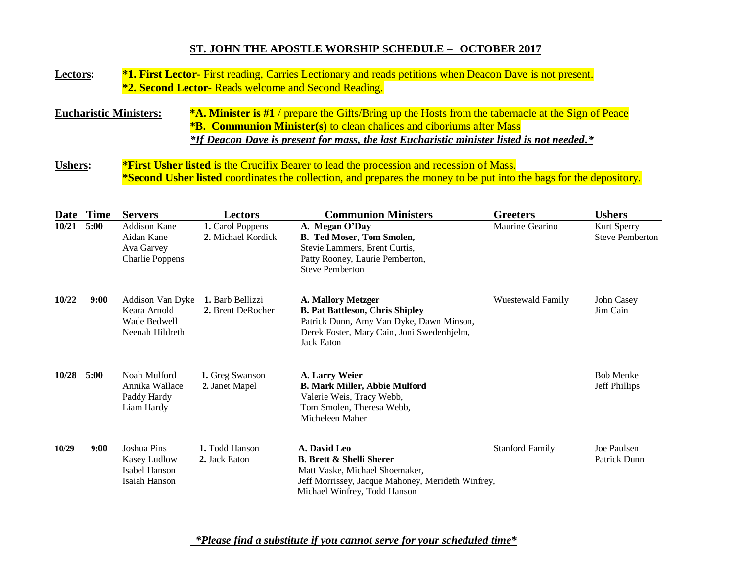## ST. JOHN THE APOSTLE WORSHIP SCHEDULE – OCTOBER 2017

**Lectors:** **\*1. First Lector-** First reading, Carries Lectionary and reads petitions when Deacon Dave is not present.
**\*2. Second Lector-** Reads welcome and Second Reading.

**Eucharistic Ministers:** **\*A. Minister is #1** / prepare the Gifts/Bring up the Hosts from the tabernacle at the Sign of Peace
**\*B. Communion Minister(s)** to clean chalices and ciboriums after Mass
***\*If Deacon Dave is present for mass, the last Eucharistic minister listed is not needed.\****

**Ushers:** **\*First Usher listed** is the Crucifix Bearer to lead the procession and recession of Mass.
**\*Second Usher listed** coordinates the collection, and prepares the money to be put into the bags for the depository.

| Date | Time | Servers | Lectors | Communion Ministers | Greeters | Ushers |
|---|---|---|---|---|---|---|
| 10/21 | 5:00 | Addison Kane<br>Aidan Kane<br>Ava Garvey<br>Charlie Poppens | **1.** Carol Poppens<br>**2.** Michael Kordick | **A. Megan O'Day**<br>**B. Ted Moser, Tom Smolen,**<br>Stevie Lammers, Brent Curtis,<br>Patty Rooney, Laurie Pemberton,<br>Steve Pemberton | Maurine Gearino | Kurt Sperry<br>Steve Pemberton |
| 10/22 | 9:00 | Addison Van Dyke<br>Keara Arnold<br>Wade Bedwell<br>Neenah Hildreth | **1.** Barb Bellizzi<br>**2.** Brent DeRocher | **A. Mallory Metzger**<br>**B. Pat Battleson, Chris Shipley**<br>Patrick Dunn, Amy Van Dyke, Dawn Minson,<br>Derek Foster, Mary Cain, Joni Swedenhjelm,<br>Jack Eaton | Wuestewald Family | John Casey<br>Jim Cain |
| 10/28 | 5:00 | Noah Mulford<br>Annika Wallace<br>Paddy Hardy<br>Liam Hardy | **1.** Greg Swanson<br>**2.** Janet Mapel | **A. Larry Weier**<br>**B. Mark Miller, Abbie Mulford**<br>Valerie Weis, Tracy Webb,<br>Tom Smolen, Theresa Webb,<br>Micheleen Maher | | Bob Menke<br>Jeff Phillips |
| 10/29 | 9:00 | Joshua Pins<br>Kasey Ludlow<br>Isabel Hanson<br>Isaiah Hanson | **1.** Todd Hanson<br>**2.** Jack Eaton | **A. David Leo**<br>**B. Brett & Shelli Sherer**<br>Matt Vaske, Michael Shoemaker,<br>Jeff Morrissey, Jacque Mahoney, Merideth Winfrey,<br>Michael Winfrey, Todd Hanson | Stanford Family | Joe Paulsen<br>Patrick Dunn |

***\*Please find a substitute if you cannot serve for your scheduled time\****